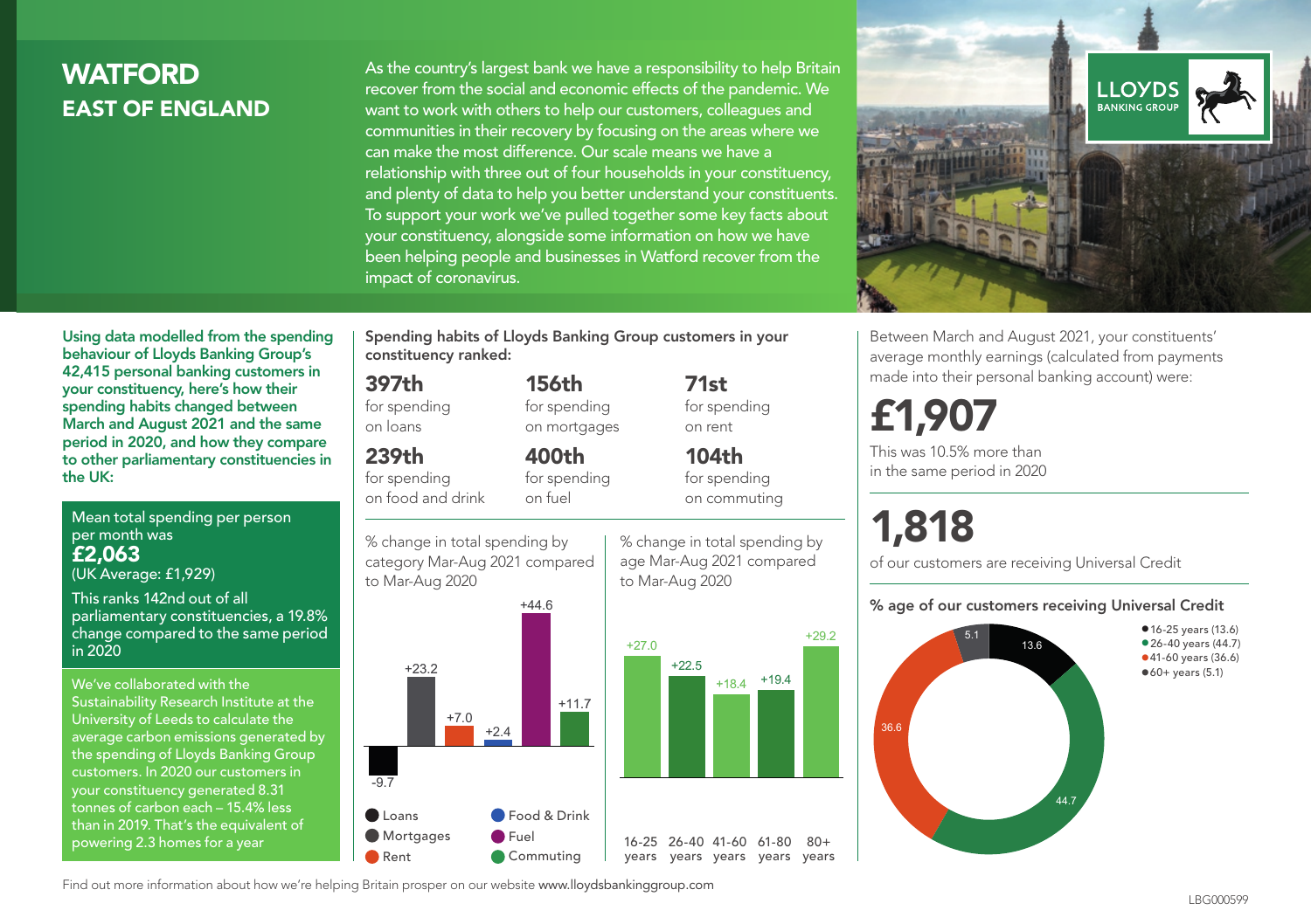# WATFORD
## EAST OF ENGLAND

As the country's largest bank we have a responsibility to help Britain recover from the social and economic effects of the pandemic. We want to work with others to help our customers, colleagues and communities in their recovery by focusing on the areas where we can make the most difference. Our scale means we have a relationship with three out of four households in your constituency, and plenty of data to help you better understand your constituents. To support your work we've pulled together some key facts about your constituency, alongside some information on how we have been helping people and businesses in Watford recover from the impact of coronavirus.

**Using data modelled from the spending behaviour of Lloyds Banking Group's 42,415 personal banking customers in your constituency, here's how their spending habits changed between March and August 2021 and the same period in 2020, and how they compare to other parliamentary constituencies in the UK:**

Mean total spending per person per month was
**£2,063**
(UK Average: £1,929)

This ranks 142nd out of all parliamentary constituencies, a 19.8% change compared to the same period in 2020

We've collaborated with the Sustainability Research Institute at the University of Leeds to calculate the average carbon emissions generated by the spending of Lloyds Banking Group customers. In 2020 our customers in your constituency generated 8.31 tonnes of carbon each – 15.4% less than in 2019. That's the equivalent of powering 2.3 homes for a year

**Spending habits of Lloyds Banking Group customers in your constituency ranked:**

**397th** for spending on loans

**156th** for spending on mortgages

**71st** for spending on rent

**239th** for spending on food and drink

**400th** for spending on fuel

**104th** for spending on commuting

% change in total spending by category Mar-Aug 2021 compared to Mar-Aug 2020

| Category | % change |
|---|---|
| Loans | -9.7 |
| Mortgages | +23.2 |
| Rent | +7.0 |
| Food & Drink | +2.4 |
| Fuel | +44.6 |
| Commuting | +11.7 |

% change in total spending by age Mar-Aug 2021 compared to Mar-Aug 2020

| Age | % change |
|---|---|
| 16-25 years | +27.0 |
| 26-40 years | +22.5 |
| 41-60 years | +18.4 |
| 61-80 years | +19.4 |
| 80+ years | +29.2 |

Between March and August 2021, your constituents' average monthly earnings (calculated from payments made into their personal banking account) were:

**£1,907**

This was 10.5% more than in the same period in 2020

**1,818**

of our customers are receiving Universal Credit

**% age of our customers receiving Universal Credit**

| Age | % |
|---|---|
| 16-25 years | 13.6 |
| 26-40 years | 44.7 |
| 41-60 years | 36.6 |
| 60+ years | 5.1 |

Find out more information about how we're helping Britain prosper on our website www.lloydsbankinggroup.com

LBG000599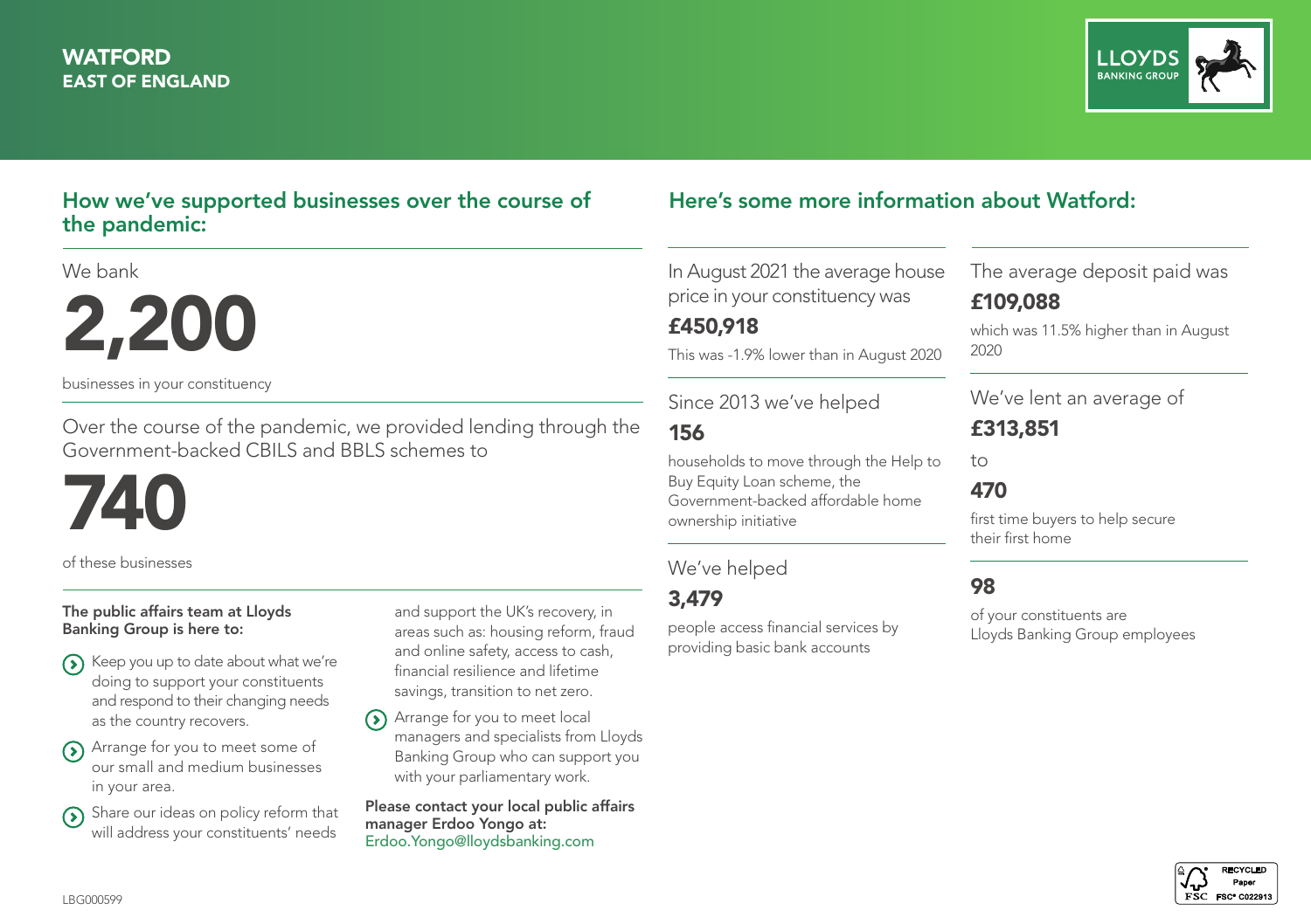# WATFORD
## EAST OF ENGLAND

## How we've supported businesses over the course of the pandemic:

We bank

**2,200**

businesses in your constituency

Over the course of the pandemic, we provided lending through the Government-backed CBILS and BBLS schemes to

**740**

of these businesses

**The public affairs team at Lloyds Banking Group is here to:**

- Keep you up to date about what we're doing to support your constituents and respond to their changing needs as the country recovers.
- Arrange for you to meet some of our small and medium businesses in your area.
- Share our ideas on policy reform that will address your constituents' needs and support the UK's recovery, in areas such as: housing reform, fraud and online safety, access to cash, financial resilience and lifetime savings, transition to net zero.
- Arrange for you to meet local managers and specialists from Lloyds Banking Group who can support you with your parliamentary work.

**Please contact your local public affairs manager Erdoo Yongo at:**
Erdoo.Yongo@lloydsbanking.com

## Here's some more information about Watford:

In August 2021 the average house price in your constituency was

**£450,918**

This was -1.9% lower than in August 2020

Since 2013 we've helped

**156**

households to move through the Help to Buy Equity Loan scheme, the Government-backed affordable home ownership initiative

We've helped

**3,479**

people access financial services by providing basic bank accounts

The average deposit paid was

**£109,088**

which was 11.5% higher than in August 2020

We've lent an average of

**£313,851**

to

**470**

first time buyers to help secure their first home

**98**

of your constituents are Lloyds Banking Group employees

LBG000599